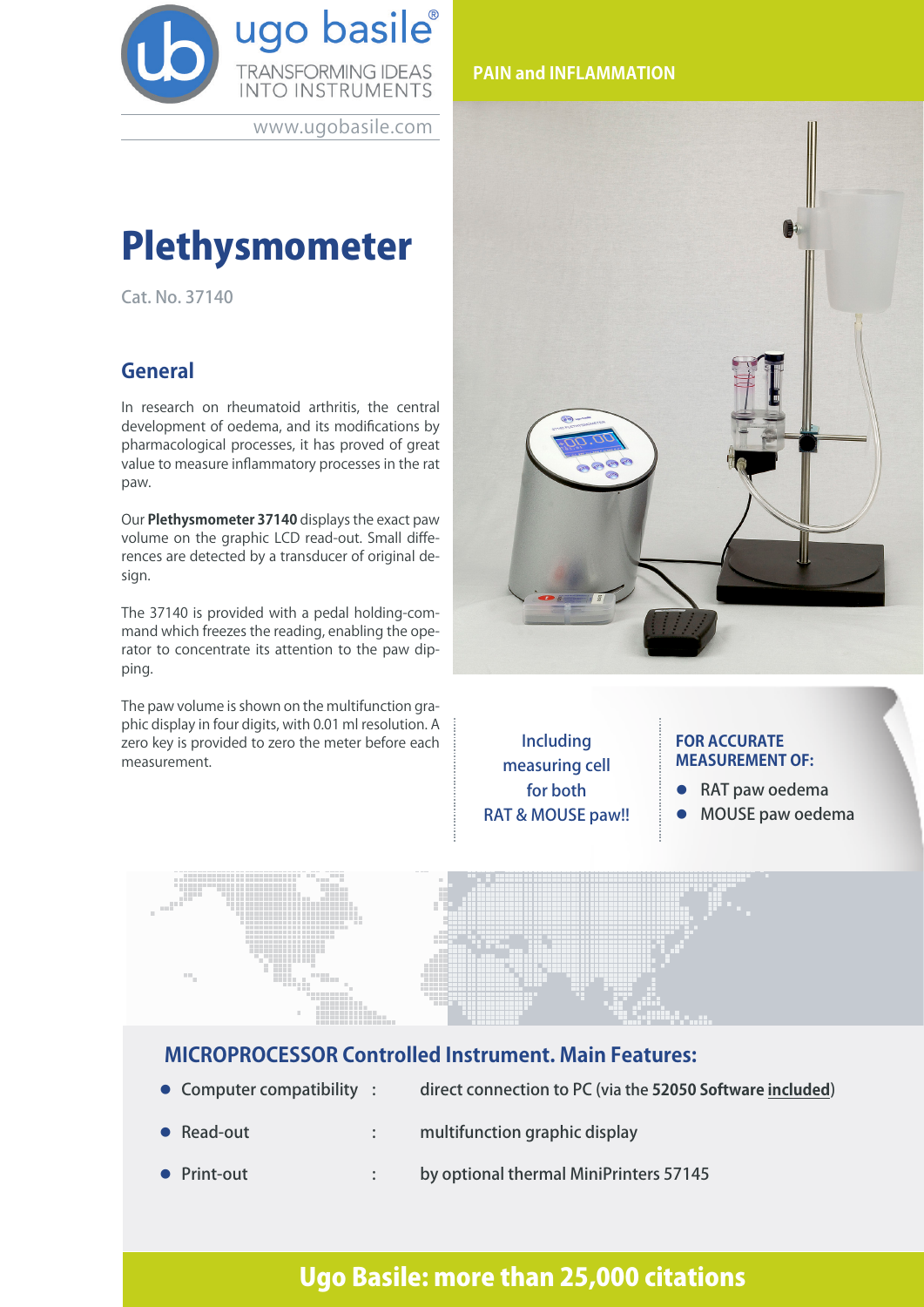ugo basile®

TRANSFORMING IDEAS INTO INSTRUMENTS

www.ugobasile.com

PAIN and INFLAMMATION

# Plethysmometer

Cat. No. 37140

## General

In research on rheumatoid arthritis, the central development of oedema, and its modifications by pharmacological processes, it has proved of great value to measure inflammatory processes in the rat paw.

Our **Plethysmometer 37140** displays the exact paw volume on the graphic LCD read-out. Small differences are detected by a transducer of original design.

The 37140 is provided with a pedal holding-command which freezes the reading, enabling the operator to concentrate its attention to the paw dipping.

The paw volume is shown on the multifunction graphic display in four digits, with 0.01 ml resolution. A zero key is provided to zero the meter before each measurement.

Including measuring cell for both RAT & MOUSE paw!!

**FOR ACCURATE MEASUREMENT OF:**

- RAT paw oedema
- MOUSE paw oedema

## MICROPROCESSOR Controlled Instrument. Main Features:

- Computer compatibility : direct connection to PC (via the **52050 Software** **included**)
- Read-out : multifunction graphic display
- Print-out : by optional thermal MiniPrinters 57145

**Ugo Basile: more than 25,000 citations**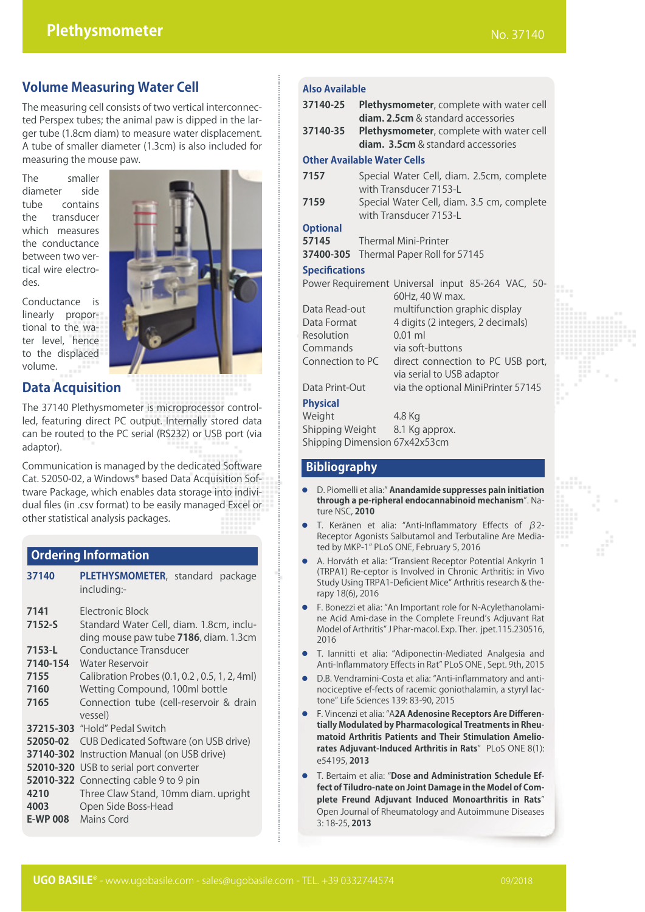# Plethysmometer

No. 37140

## Volume Measuring Water Cell

The measuring cell consists of two vertical interconnected Perspex tubes; the animal paw is dipped in the larger tube (1.8cm diam) to measure water displacement. A tube of smaller diameter (1.3cm) is also included for measuring the mouse paw.

The smaller diameter side tube contains the transducer which measures the conductance between two vertical wire electrodes.

Conductance is linearly proportional to the water level, hence to the displaced volume.

## Data Acquisition

The 37140 Plethysmometer is microprocessor controlled, featuring direct PC output. Internally stored data can be routed to the PC serial (RS232) or USB port (via adaptor).

Communication is managed by the dedicated Software Cat. 52050-02, a Windows® based Data Acquisition Software Package, which enables data storage into individual files (in .csv format) to be easily managed Excel or other statistical analysis packages.

## Ordering Information

| | |
|---|---|
| **37140** | **PLETHYSMOMETER**, standard package including:- |
| **7141** | Electronic Block |
| **7152-S** | Standard Water Cell, diam. 1.8cm, including mouse paw tube **7186**, diam. 1.3cm |
| **7153-L** | Conductance Transducer |
| **7140-154** | Water Reservoir |
| **7155** | Calibration Probes (0.1, 0.2 , 0.5, 1, 2, 4ml) |
| **7160** | Wetting Compound, 100ml bottle |
| **7165** | Connection tube (cell-reservoir & drain vessel) |
| **37215-303** | "Hold" Pedal Switch |
| **52050-02** | CUB Dedicated Software (on USB drive) |
| **37140-302** | Instruction Manual (on USB drive) |
| **52010-320** | USB to serial port converter |
| **52010-322** | Connecting cable 9 to 9 pin |
| **4210** | Three Claw Stand, 10mm diam. upright |
| **4003** | Open Side Boss-Head |
| **E-WP 008** | Mains Cord |

## Also Available

| | |
|---|---|
| **37140-25** | **Plethysmometer**, complete with water cell **diam. 2.5cm** & standard accessories |
| **37140-35** | **Plethysmometer**, complete with water cell **diam. 3.5cm** & standard accessories |

## Other Available Water Cells

| | |
|---|---|
| **7157** | Special Water Cell, diam. 2.5cm, complete with Transducer 7153-L |
| **7159** | Special Water Cell, diam. 3.5 cm, complete with Transducer 7153-L |

## Optional

| | |
|---|---|
| **57145** | Thermal Mini-Printer |
| **37400-305** | Thermal Paper Roll for 57145 |

## Specifications

| | |
|---|---|
| Power Requirement | Universal input 85-264 VAC, 50-60Hz, 40 W max. |
| Data Read-out | multifunction graphic display |
| Data Format | 4 digits (2 integers, 2 decimals) |
| Resolution | 0.01 ml |
| Commands | via soft-buttons |
| Connection to PC | direct connection to PC USB port, via serial to USB adaptor |
| Data Print-Out | via the optional MiniPrinter 57145 |

## Physical

| | |
|---|---|
| Weight | 4.8 Kg |
| Shipping Weight | 8.1 Kg approx. |
| Shipping Dimension | 67x42x53cm |

## Bibliography

- D. Piomelli et alia:" **Anandamide suppresses pain initiation through a pe-ripheral endocannabinoid mechanism**". Nature NSC, **2010**
- T. Keränen et alia: "Anti-Inflammatory Effects of $\beta$2-Receptor Agonists Salbutamol and Terbutaline Are Mediated by MKP-1" PLoS ONE, February 5, 2016
- A. Horváth et alia: "Transient Receptor Potential Ankyrin 1 (TRPA1) Re-ceptor is Involved in Chronic Arthritis: in Vivo Study Using TRPA1-Deficient Mice" Arthritis research & therapy 18(6), 2016
- F. Bonezzi et alia: "An Important role for N-Acylethanolamine Acid Ami-dase in the Complete Freund's Adjuvant Rat Model of Arthritis" J Phar-macol. Exp. Ther. jpet.115.230516, 2016
- T. Iannitti et alia: "Adiponectin-Mediated Analgesia and Anti-Inflammatory Effects in Rat" PLoS ONE , Sept. 9th, 2015
- D.B. Vendramini-Costa et alia: "Anti-inflammatory and anti-nociceptive ef-fects of racemic goniothalamin, a styryl lactone" Life Sciences 139: 83-90, 2015
- F. Vincenzi et alia: "**A2A Adenosine Receptors Are Differentially Modulated by Pharmacological Treatments in Rheumatoid Arthritis Patients and Their Stimulation Ameliorates Adjuvant-Induced Arthritis in Rats**" PLoS ONE 8(1): e54195, **2013**
- T. Bertaim et alia: "**Dose and Administration Schedule Effect of Tiludro-nate on Joint Damage in the Model of Complete Freund Adjuvant Induced Monoarthritis in Rats**" Open Journal of Rheumatology and Autoimmune Diseases 3: 18-25, **2013**

**UGO BASILE®** - www.ugobasile.com - sales@ugobasile.com - TEL. +39 0332744574

09/2018